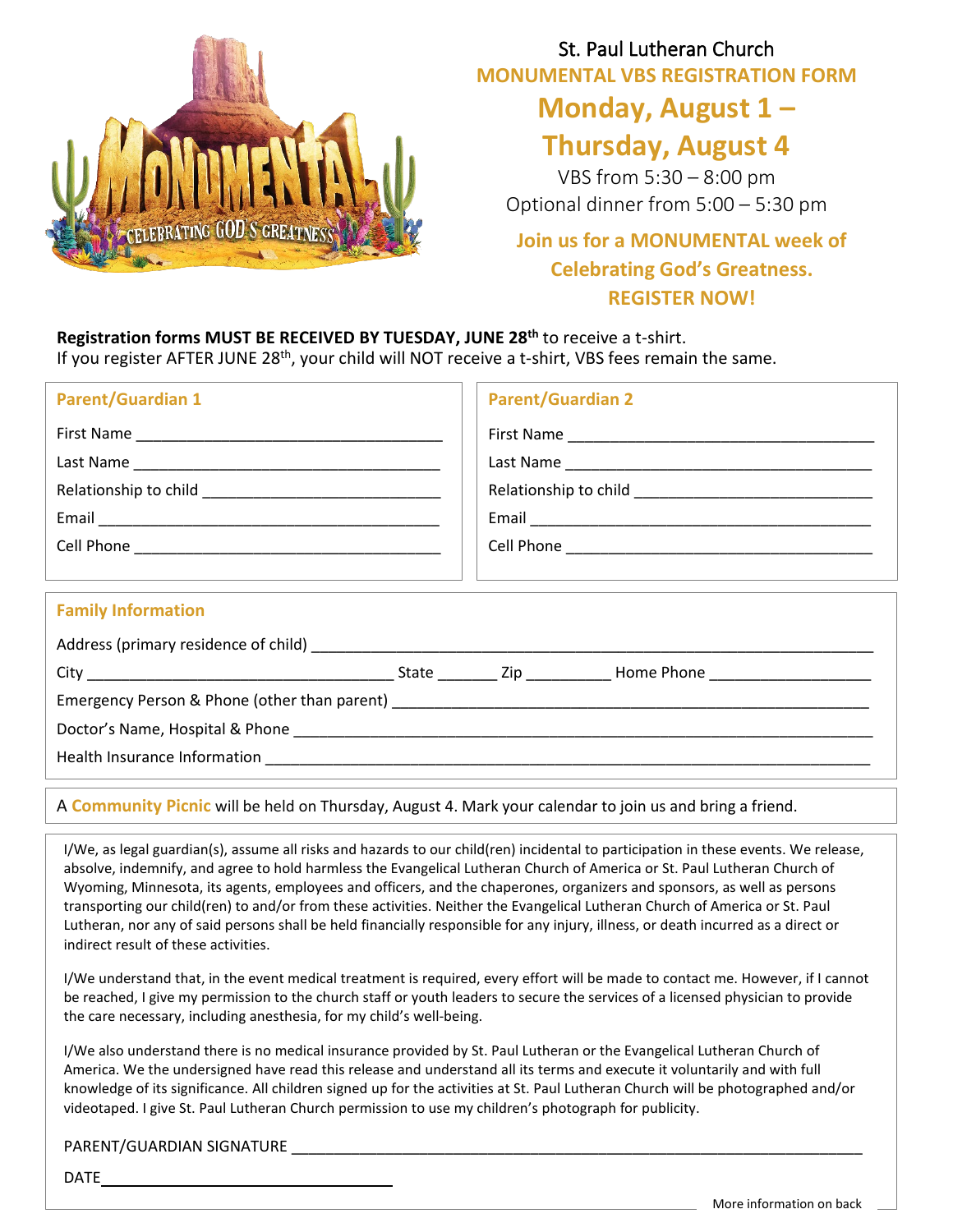St. Paul Lutheran Church

# MONUMENTAL VBS REGISTRATION FORM

## Monday, August 1 – Thursday, August 4

VBS from 5:30 – 8:00 pm
Optional dinner from 5:00 – 5:30 pm

**Join us for a MONUMENTAL week of Celebrating God's Greatness. REGISTER NOW!**

**Registration forms MUST BE RECEIVED BY TUESDAY, JUNE 28th** to receive a t-shirt.
If you register AFTER JUNE 28th, your child will NOT receive a t-shirt, VBS fees remain the same.

### Parent/Guardian 1

First Name ___________________________________

Last Name ___________________________________

Relationship to child ___________________________

Email _______________________________________

Cell Phone ___________________________________

### Parent/Guardian 2

First Name ___________________________________

Last Name ___________________________________

Relationship to child ___________________________

Email _______________________________________

Cell Phone ___________________________________

### Family Information

Address (primary residence of child) ___________________________________________________

City ___________________________ State _______ Zip __________ Home Phone ___________________

Emergency Person & Phone (other than parent) ____________________________________________

Doctor's Name, Hospital & Phone ______________________________________________________

Health Insurance Information ________________________________________________________

A **Community Picnic** will be held on Thursday, August 4. Mark your calendar to join us and bring a friend.

I/We, as legal guardian(s), assume all risks and hazards to our child(ren) incidental to participation in these events. We release, absolve, indemnify, and agree to hold harmless the Evangelical Lutheran Church of America or St. Paul Lutheran Church of Wyoming, Minnesota, its agents, employees and officers, and the chaperones, organizers and sponsors, as well as persons transporting our child(ren) to and/or from these activities. Neither the Evangelical Lutheran Church of America or St. Paul Lutheran, nor any of said persons shall be held financially responsible for any injury, illness, or death incurred as a direct or indirect result of these activities.

I/We understand that, in the event medical treatment is required, every effort will be made to contact me. However, if I cannot be reached, I give my permission to the church staff or youth leaders to secure the services of a licensed physician to provide the care necessary, including anesthesia, for my child's well-being.

I/We also understand there is no medical insurance provided by St. Paul Lutheran or the Evangelical Lutheran Church of America. We the undersigned have read this release and understand all its terms and execute it voluntarily and with full knowledge of its significance. All children signed up for the activities at St. Paul Lutheran Church will be photographed and/or videotaped. I give St. Paul Lutheran Church permission to use my children's photograph for publicity.

PARENT/GUARDIAN SIGNATURE ___________________________________________________

DATE ______________________________

More information on back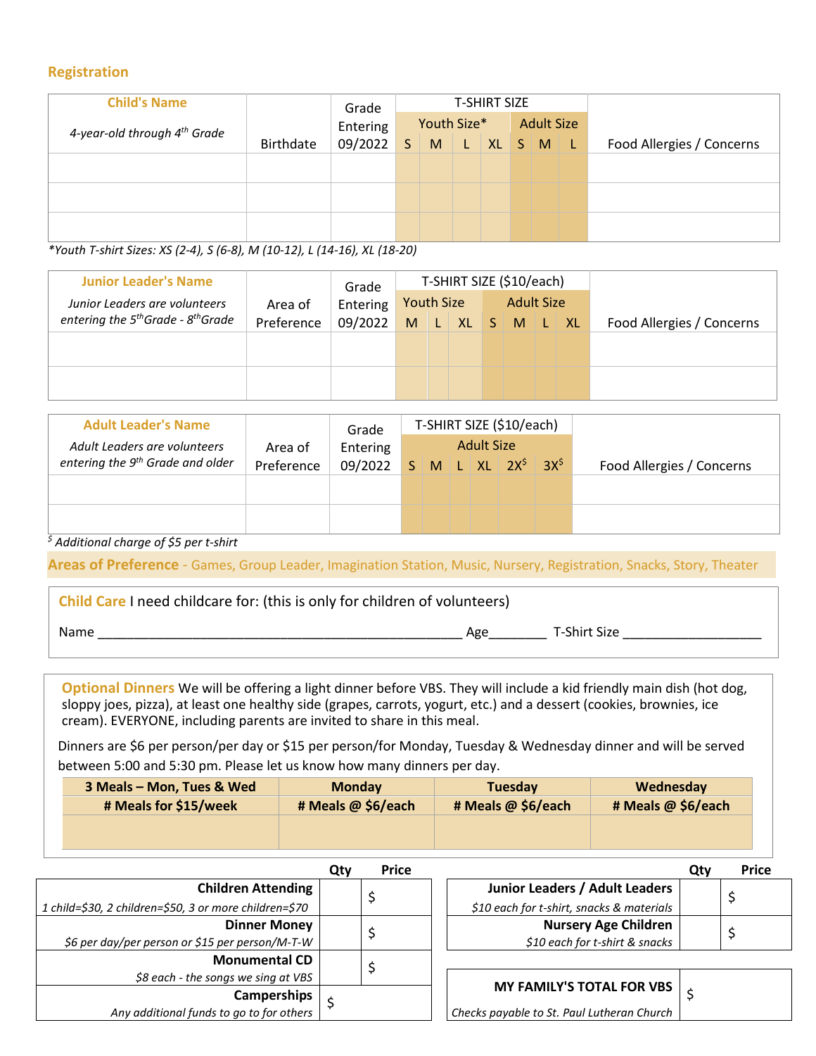## Registration

| Child's Name<br>*4-year-old through 4th Grade* | Birthdate | Grade Entering 09/2022 | T-SHIRT SIZE | | | | | | | Food Allergies / Concerns |
|---|---|---|---|---|---|---|---|---|---|---|
| | | | Youth Size* | | | | Adult Size | | | |
| | | | S | M | L | XL | S | M | L | |
| | | | | | | | | | | |
| | | | | | | | | | | |
| | | | | | | | | | | |

*\*Youth T-shirt Sizes: XS (2-4), S (6-8), M (10-12), L (14-16), XL (18-20)*

| Junior Leader's Name<br>*Junior Leaders are volunteers entering the 5thGrade - 8thGrade* | Area of Preference | Grade Entering 09/2022 | T-SHIRT SIZE ($10/each) | | | | | | | Food Allergies / Concerns |
|---|---|---|---|---|---|---|---|---|---|---|
| | | | Youth Size | | | Adult Size | | | | |
| | | | M | L | XL | S | M | L | XL | |
| | | | | | | | | | | |
| | | | | | | | | | | |

| Adult Leader's Name<br>*Adult Leaders are volunteers entering the 9th Grade and older* | Area of Preference | Grade Entering 09/2022 | T-SHIRT SIZE ($10/each) | | | | | | Food Allergies / Concerns |
|---|---|---|---|---|---|---|---|---|---|
| | | | Adult Size | | | | | | |
| | | | S | M | L | XL | 2X$ | 3X$ | |
| | | | | | | | | | |
| | | | | | | | | | |

*$ Additional charge of $5 per t-shirt*

**Areas of Preference** - Games, Group Leader, Imagination Station, Music, Nursery, Registration, Snacks, Story, Theater

**Child Care** I need childcare for: (this is only for children of volunteers)

Name ____________________________________________________ Age________ T-Shirt Size ___________________

**Optional Dinners** We will be offering a light dinner before VBS. They will include a kid friendly main dish (hot dog, sloppy joes, pizza), at least one healthy side (grapes, carrots, yogurt, etc.) and a dessert (cookies, brownies, ice cream). EVERYONE, including parents are invited to share in this meal.

Dinners are $6 per person/per day or $15 per person/for Monday, Tuesday & Wednesday dinner and will be served between 5:00 and 5:30 pm. Please let us know how many dinners per day.

| 3 Meals – Mon, Tues & Wed<br># Meals for $15/week | Monday<br># Meals @ $6/each | Tuesday<br># Meals @ $6/each | Wednesday<br># Meals @ $6/each |
|---|---|---|---|
| | | | |

| | Qty | Price |
|---|---|---|
| **Children Attending**<br>*1 child=$30, 2 children=$50, 3 or more children=$70* | | $ |
| **Dinner Money**<br>*$6 per day/per person or $15 per person/M-T-W* | | $ |
| **Monumental CD**<br>*$8 each - the songs we sing at VBS* | | $ |
| **Camperships**<br>*Any additional funds to go to for others* | $ | |

| | Qty | Price |
|---|---|---|
| **Junior Leaders / Adult Leaders**<br>*$10 each for t-shirt, snacks & materials* | | $ |
| **Nursery Age Children**<br>*$10 each for t-shirt & snacks* | | $ |

| | |
|---|---|
| **MY FAMILY'S TOTAL FOR VBS**<br>*Checks payable to St. Paul Lutheran Church* | $ |